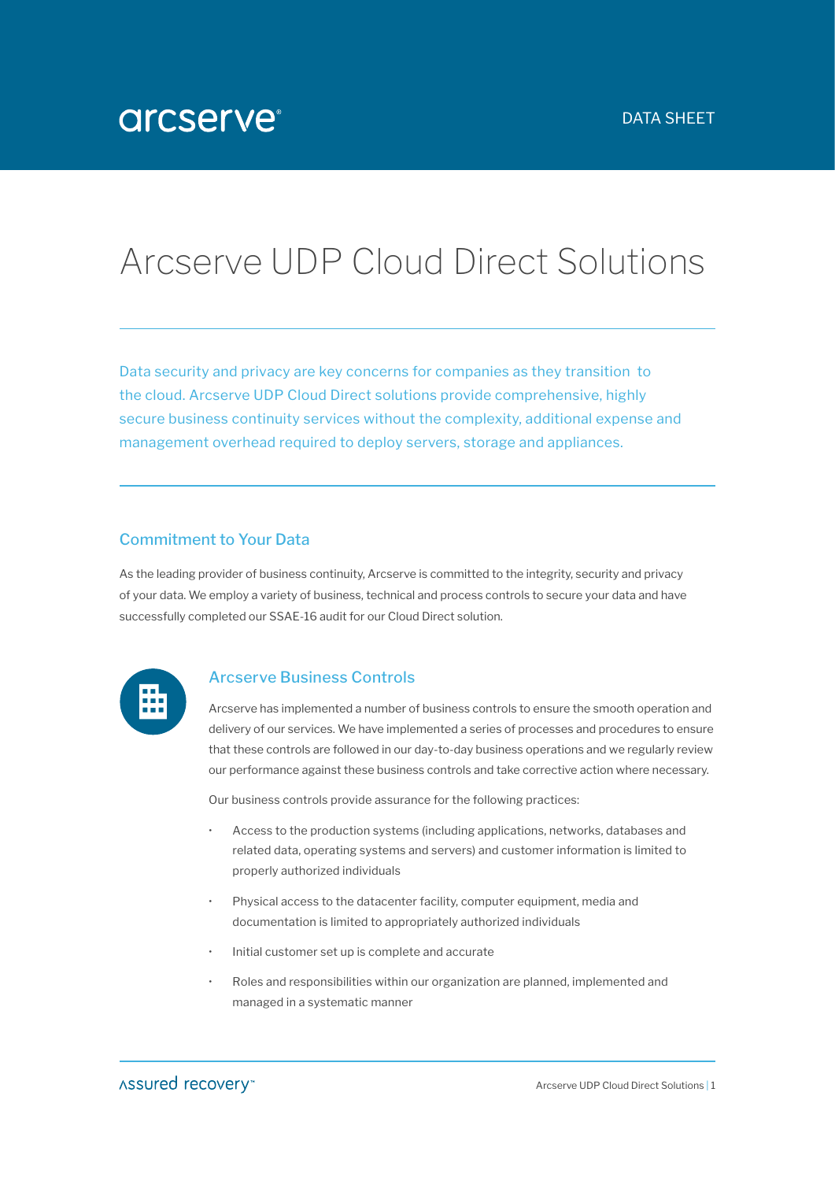arcserve®

DATA SHEET

# Arcserve UDP Cloud Direct Solutions

Data security and privacy are key concerns for companies as they transition to the cloud. Arcserve UDP Cloud Direct solutions provide comprehensive, highly secure business continuity services without the complexity, additional expense and management overhead required to deploy servers, storage and appliances.

## Commitment to Your Data

As the leading provider of business continuity, Arcserve is committed to the integrity, security and privacy of your data. We employ a variety of business, technical and process controls to secure your data and have successfully completed our SSAE-16 audit for our Cloud Direct solution.

### Arcserve Business Controls

Arcserve has implemented a number of business controls to ensure the smooth operation and delivery of our services. We have implemented a series of processes and procedures to ensure that these controls are followed in our day-to-day business operations and we regularly review our performance against these business controls and take corrective action where necessary.

Our business controls provide assurance for the following practices:

- Access to the production systems (including applications, networks, databases and related data, operating systems and servers) and customer information is limited to properly authorized individuals
- Physical access to the datacenter facility, computer equipment, media and documentation is limited to appropriately authorized individuals
- Initial customer set up is complete and accurate
- Roles and responsibilities within our organization are planned, implemented and managed in a systematic manner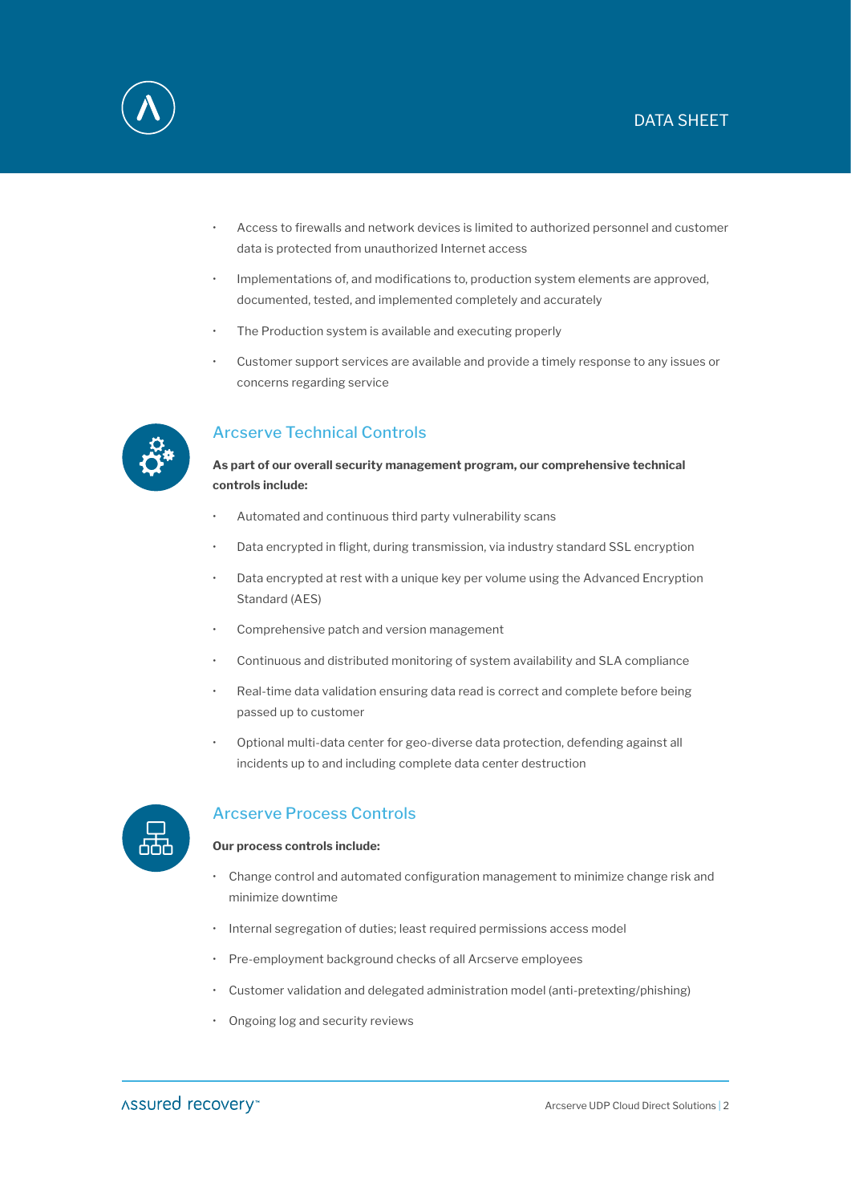- Access to firewalls and network devices is limited to authorized personnel and customer data is protected from unauthorized Internet access
- Implementations of, and modifications to, production system elements are approved, documented, tested, and implemented completely and accurately
- The Production system is available and executing properly
- Customer support services are available and provide a timely response to any issues or concerns regarding service

## Arcserve Technical Controls

**As part of our overall security management program, our comprehensive technical controls include:**

- Automated and continuous third party vulnerability scans
- Data encrypted in flight, during transmission, via industry standard SSL encryption
- Data encrypted at rest with a unique key per volume using the Advanced Encryption Standard (AES)
- Comprehensive patch and version management
- Continuous and distributed monitoring of system availability and SLA compliance
- Real-time data validation ensuring data read is correct and complete before being passed up to customer
- Optional multi-data center for geo-diverse data protection, defending against all incidents up to and including complete data center destruction

## Arcserve Process Controls

**Our process controls include:**

- Change control and automated configuration management to minimize change risk and minimize downtime
- Internal segregation of duties; least required permissions access model
- Pre-employment background checks of all Arcserve employees
- Customer validation and delegated administration model (anti-pretexting/phishing)
- Ongoing log and security reviews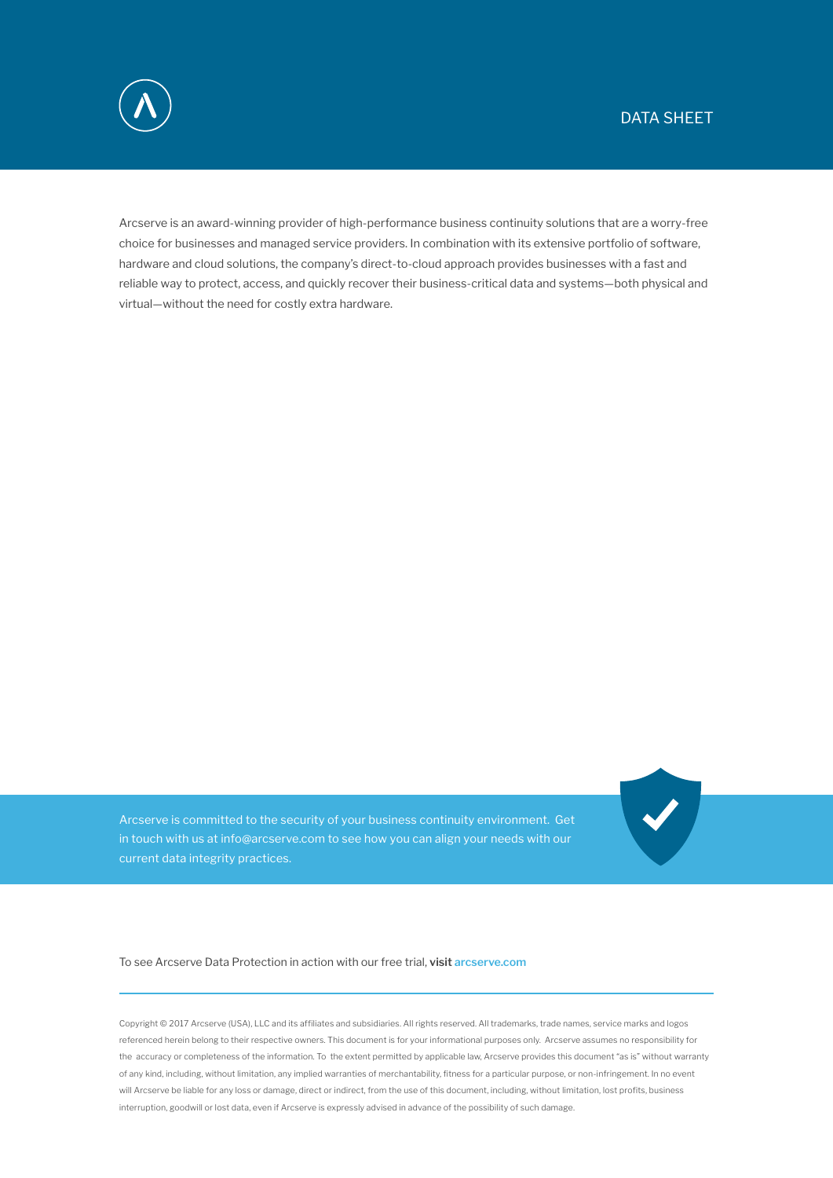DATA SHEET

Arcserve is an award-winning provider of high-performance business continuity solutions that are a worry-free choice for businesses and managed service providers. In combination with its extensive portfolio of software, hardware and cloud solutions, the company's direct-to-cloud approach provides businesses with a fast and reliable way to protect, access, and quickly recover their business-critical data and systems—both physical and virtual—without the need for costly extra hardware.

Arcserve is committed to the security of your business continuity environment. Get in touch with us at info@arcserve.com to see how you can align your needs with our current data integrity practices.

To see Arcserve Data Protection in action with our free trial, **visit** **arcserve.com**

---

Copyright © 2017 Arcserve (USA), LLC and its affiliates and subsidiaries. All rights reserved. All trademarks, trade names, service marks and logos referenced herein belong to their respective owners. This document is for your informational purposes only. Arcserve assumes no responsibility for the accuracy or completeness of the information. To the extent permitted by applicable law, Arcserve provides this document "as is" without warranty of any kind, including, without limitation, any implied warranties of merchantability, fitness for a particular purpose, or non-infringement. In no event will Arcserve be liable for any loss or damage, direct or indirect, from the use of this document, including, without limitation, lost profits, business interruption, goodwill or lost data, even if Arcserve is expressly advised in advance of the possibility of such damage.